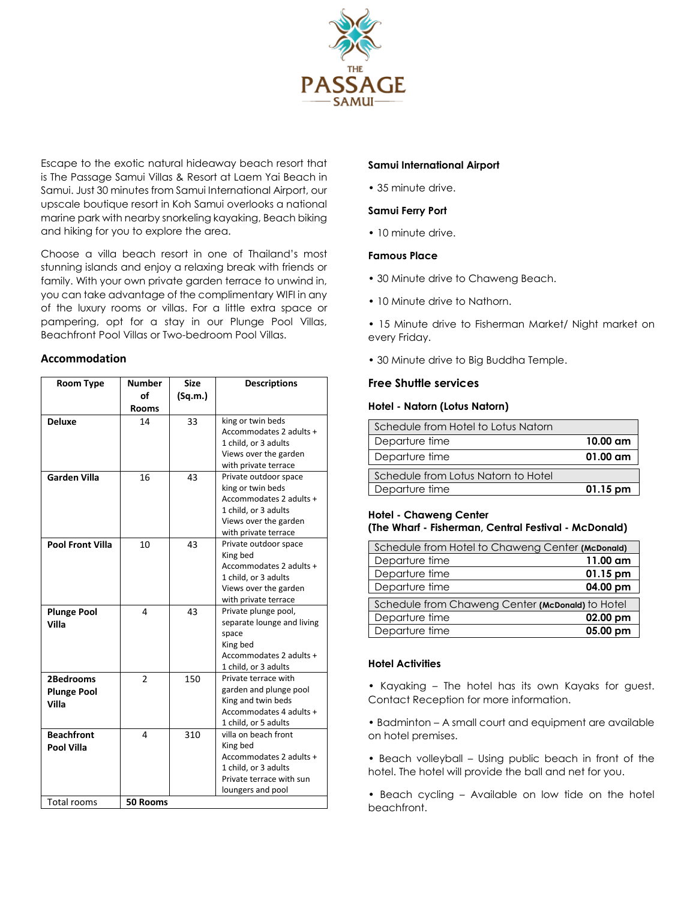# THE PASSAGE SAMUI

Escape to the exotic natural hideaway beach resort that is The Passage Samui Villas & Resort at Laem Yai Beach in Samui. Just 30 minutes from Samui International Airport, our upscale boutique resort in Koh Samui overlooks a national marine park with nearby snorkeling kayaking, Beach biking and hiking for you to explore the area.

Choose a villa beach resort in one of Thailand's most stunning islands and enjoy a relaxing break with friends or family. With your own private garden terrace to unwind in, you can take advantage of the complimentary WIFI in any of the luxury rooms or villas. For a little extra space or pampering, opt for a stay in our Plunge Pool Villas, Beachfront Pool Villas or Two-bedroom Pool Villas.

## Accommodation

| Room Type | Number of Rooms | Size (Sq.m.) | Descriptions |
|---|---|---|---|
| **Deluxe** | 14 | 33 | king or twin beds<br>Accommodates 2 adults + 1 child, or 3 adults<br>Views over the garden with private terrace |
| **Garden Villa** | 16 | 43 | Private outdoor space<br>king or twin beds<br>Accommodates 2 adults + 1 child, or 3 adults<br>Views over the garden with private terrace |
| **Pool Front Villa** | 10 | 43 | Private outdoor space<br>King bed<br>Accommodates 2 adults + 1 child, or 3 adults<br>Views over the garden with private terrace |
| **Plunge Pool Villa** | 4 | 43 | Private plunge pool, separate lounge and living space<br>King bed<br>Accommodates 2 adults + 1 child, or 3 adults |
| **2Bedrooms Plunge Pool Villa** | 2 | 150 | Private terrace with garden and plunge pool<br>King and twin beds<br>Accommodates 4 adults + 1 child, or 5 adults |
| **Beachfront Pool Villa** | 4 | 310 | villa on beach front<br>King bed<br>Accommodates 2 adults + 1 child, or 3 adults<br>Private terrace with sun loungers and pool |
| Total rooms | **50 Rooms** | | |

**Samui International Airport**

- 35 minute drive.

**Samui Ferry Port**

- 10 minute drive.

**Famous Place**

- 30 Minute drive to Chaweng Beach.
- 10 Minute drive to Nathorn.
- 15 Minute drive to Fisherman Market/ Night market on every Friday.
- 30 Minute drive to Big Buddha Temple.

## Free Shuttle services

**Hotel - Natorn (Lotus Natorn)**

| Schedule from Hotel to Lotus Natorn | |
|---|---|
| Departure time | **10.00 am** |
| Departure time | **01.00 am** |

| Schedule from Lotus Natorn to Hotel | |
|---|---|
| Departure time | **01.15 pm** |

**Hotel - Chaweng Center**
**(The Wharf - Fisherman, Central Festival - McDonald)**

| Schedule from Hotel to Chaweng Center **(McDonald)** | |
|---|---|
| Departure time | **11.00 am** |
| Departure time | **01.15 pm** |
| Departure time | **04.00 pm** |

| Schedule from Chaweng Center **(McDonald)** to Hotel | |
|---|---|
| Departure time | **02.00 pm** |
| Departure time | **05.00 pm** |

**Hotel Activities**

- Kayaking – The hotel has its own Kayaks for guest. Contact Reception for more information.
- Badminton – A small court and equipment are available on hotel premises.
- Beach volleyball – Using public beach in front of the hotel. The hotel will provide the ball and net for you.
- Beach cycling – Available on low tide on the hotel beachfront.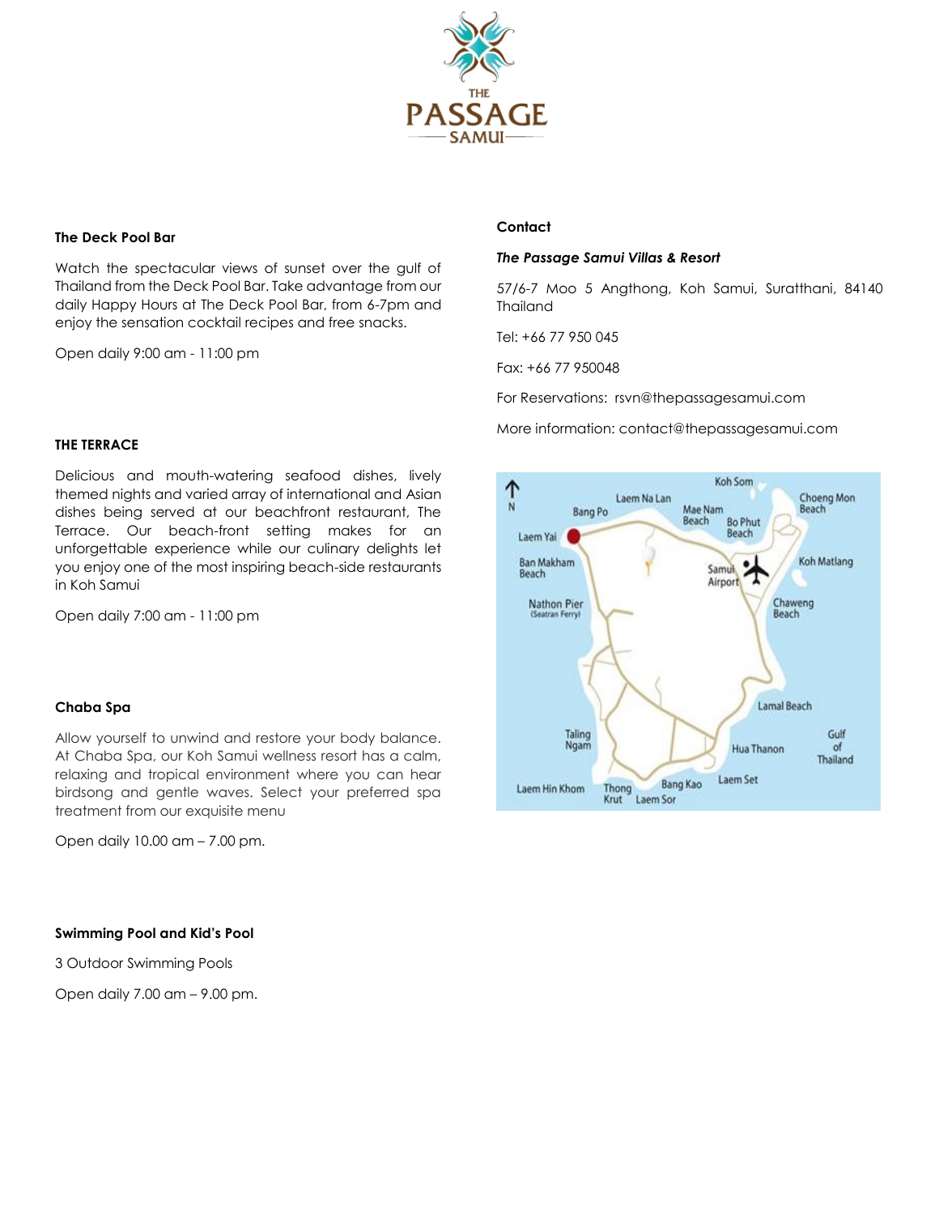### The Deck Pool Bar

Watch the spectacular views of sunset over the gulf of Thailand from the Deck Pool Bar. Take advantage from our daily Happy Hours at The Deck Pool Bar, from 6-7pm and enjoy the sensation cocktail recipes and free snacks.

Open daily 9:00 am - 11:00 pm

### THE TERRACE

Delicious and mouth-watering seafood dishes, lively themed nights and varied array of international and Asian dishes being served at our beachfront restaurant, The Terrace. Our beach-front setting makes for an unforgettable experience while our culinary delights let you enjoy one of the most inspiring beach-side restaurants in Koh Samui

Open daily 7:00 am - 11:00 pm

### Chaba Spa

Allow yourself to unwind and restore your body balance. At Chaba Spa, our Koh Samui wellness resort has a calm, relaxing and tropical environment where you can hear birdsong and gentle waves. Select your preferred spa treatment from our exquisite menu

Open daily 10.00 am – 7.00 pm.

### Swimming Pool and Kid's Pool

3 Outdoor Swimming Pools

Open daily 7.00 am – 9.00 pm.

### Contact

***The Passage Samui Villas & Resort***

57/6-7 Moo 5 Angthong, Koh Samui, Suratthani, 84140 Thailand

Tel: +66 77 950 045

Fax: +66 77 950048

For Reservations: rsvn@thepassagesamui.com

More information: contact@thepassagesamui.com

N
Koh Som
Laem Na Lan
Choeng Mon Beach
Bang Po
Mae Nam Beach
Bo Phut Beach
Laem Yai
Ban Makham Beach
Samui Airport
Koh Matlang
Nathon Pier (Seatran Ferry)
Chaweng Beach
Lamai Beach
Taling Ngam
Hua Thanon
Gulf of Thailand
Laem Hin Khom
Thong Krut
Bang Kao
Laem Set
Laem Sor